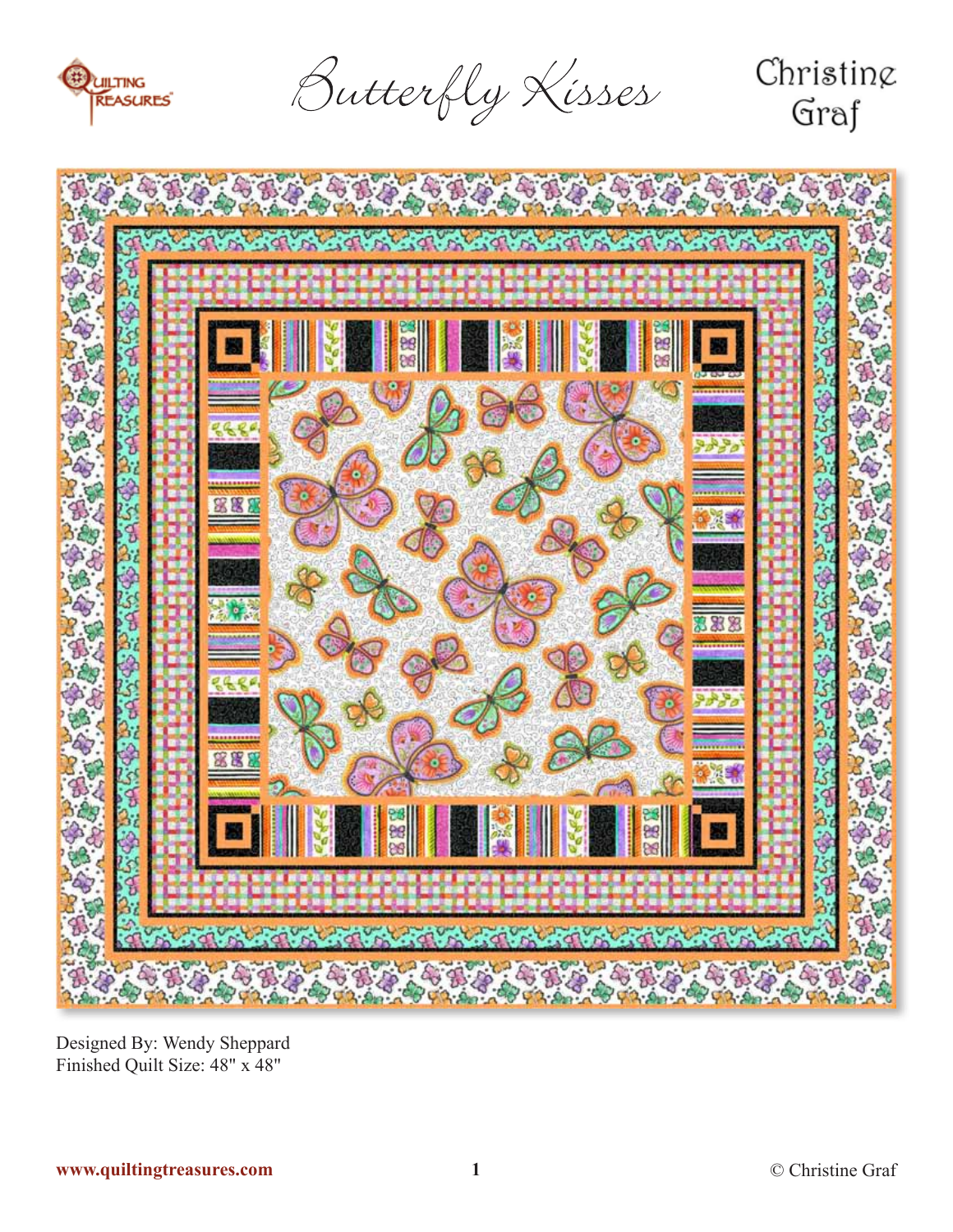# Butterfly Kisses

Christine Graf

Designed By: Wendy Sheppard
Finished Quilt Size: 48" x 48"

www.quiltingtreasures.com

© Christine Graf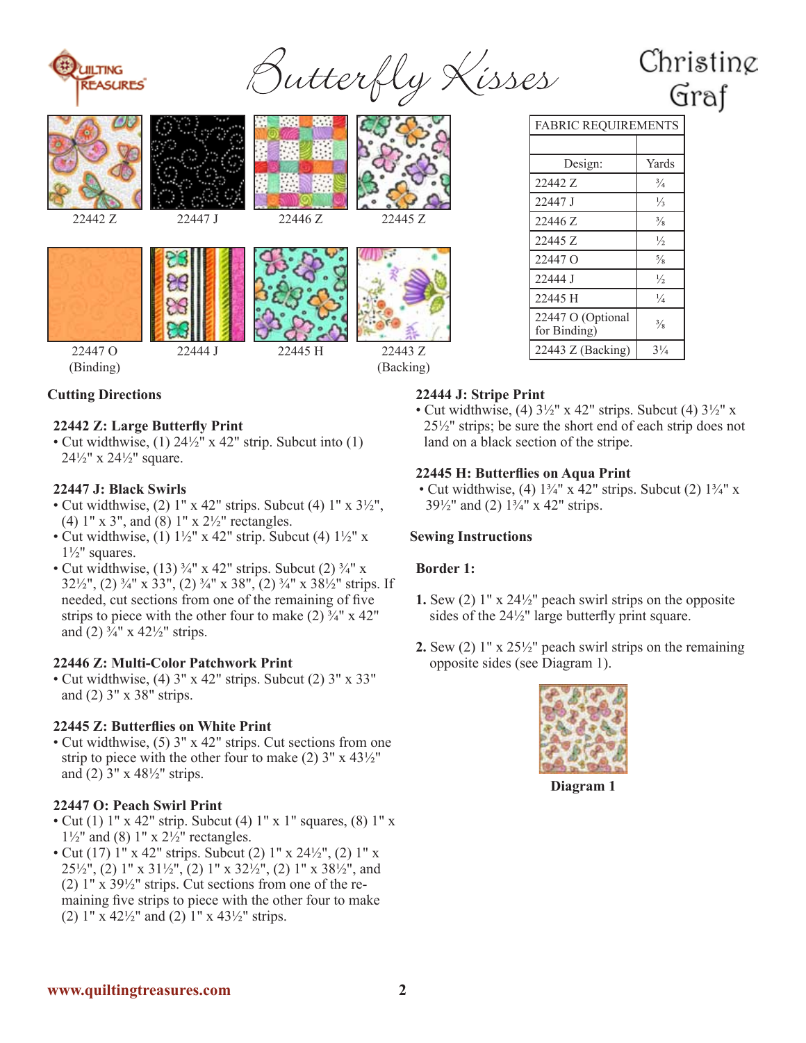# Butterfly Kisses

Christine Graf

22442 Z | 22447 J | 22446 Z | 22445 Z

22447 O (Binding) | 22444 J | 22445 H | 22443 Z (Backing)

| FABRIC REQUIREMENTS | |
|---|---|
| | |
| Design: | Yards |
| 22442 Z | ¾ |
| 22447 J | ⅓ |
| 22446 Z | ⅜ |
| 22445 Z | ½ |
| 22447 O | ⅝ |
| 22444 J | ½ |
| 22445 H | ¼ |
| 22447 O (Optional for Binding) | ⅜ |
| 22443 Z (Backing) | 3¼ |

## Cutting Directions

### 22442 Z: Large Butterfly Print

- Cut widthwise, (1) 24½" x 42" strip. Subcut into (1) 24½" x 24½" square.

### 22447 J: Black Swirls

- Cut widthwise, (2) 1" x 42" strips. Subcut (4) 1" x 3½", (4) 1" x 3", and (8) 1" x 2½" rectangles.
- Cut widthwise, (1) 1½" x 42" strip. Subcut (4) 1½" x 1½" squares.
- Cut widthwise, (13) ¾" x 42" strips. Subcut (2) ¾" x 32½", (2) ¾" x 33", (2) ¾" x 38", (2) ¾" x 38½" strips. If needed, cut sections from one of the remaining of five strips to piece with the other four to make (2) ¾" x 42" and (2) ¾" x 42½" strips.

### 22446 Z: Multi-Color Patchwork Print

- Cut widthwise, (4) 3" x 42" strips. Subcut (2) 3" x 33" and (2) 3" x 38" strips.

### 22445 Z: Butterflies on White Print

- Cut widthwise, (5) 3" x 42" strips. Cut sections from one strip to piece with the other four to make (2) 3" x 43½" and (2) 3" x 48½" strips.

### 22447 O: Peach Swirl Print

- Cut (1) 1" x 42" strip. Subcut (4) 1" x 1" squares, (8) 1" x 1½" and (8) 1" x 2½" rectangles.
- Cut (17) 1" x 42" strips. Subcut (2) 1" x 24½", (2) 1" x 25½", (2) 1" x 31½", (2) 1" x 32½", (2) 1" x 38½", and (2) 1" x 39½" strips. Cut sections from one of the remaining five strips to piece with the other four to make (2) 1" x 42½" and (2) 1" x 43½" strips.

### 22444 J: Stripe Print

- Cut widthwise, (4) 3½" x 42" strips. Subcut (4) 3½" x 25½" strips; be sure the short end of each strip does not land on a black section of the stripe.

### 22445 H: Butterflies on Aqua Print

- Cut widthwise, (4) 1¾" x 42" strips. Subcut (2) 1¾" x 39½" and (2) 1¾" x 42" strips.

## Sewing Instructions

### Border 1:

1. Sew (2) 1" x 24½" peach swirl strips on the opposite sides of the 24½" large butterfly print square.
2. Sew (2) 1" x 25½" peach swirl strips on the remaining opposite sides (see Diagram 1).

**Diagram 1**

www.quiltingtreasures.com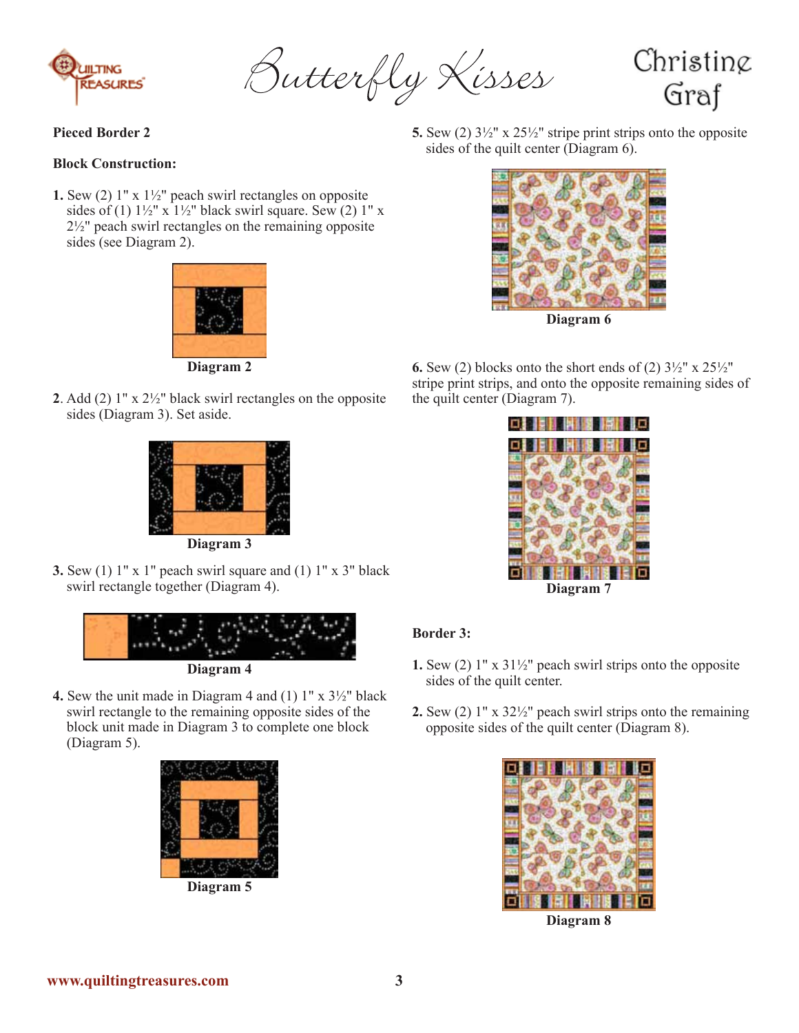## Pieced Border 2

### Block Construction:

**1.** Sew (2) 1" x 1½" peach swirl rectangles on opposite sides of (1) 1½" x 1½" black swirl square. Sew (2) 1" x 2½" peach swirl rectangles on the remaining opposite sides (see Diagram 2).

Diagram 2

**2**. Add (2) 1" x 2½" black swirl rectangles on the opposite sides (Diagram 3). Set aside.

Diagram 3

**3.** Sew (1) 1" x 1" peach swirl square and (1) 1" x 3" black swirl rectangle together (Diagram 4).

Diagram 4

**4.** Sew the unit made in Diagram 4 and (1) 1" x 3½" black swirl rectangle to the remaining opposite sides of the block unit made in Diagram 3 to complete one block (Diagram 5).

Diagram 5

**5.** Sew (2) 3½" x 25½" stripe print strips onto the opposite sides of the quilt center (Diagram 6).

Diagram 6

**6.** Sew (2) blocks onto the short ends of (2) 3½" x 25½" stripe print strips, and onto the opposite remaining sides of the quilt center (Diagram 7).

Diagram 7

## Border 3:

**1.** Sew (2) 1" x 31½" peach swirl strips onto the opposite sides of the quilt center.

**2.** Sew (2) 1" x 32½" peach swirl strips onto the remaining opposite sides of the quilt center (Diagram 8).

Diagram 8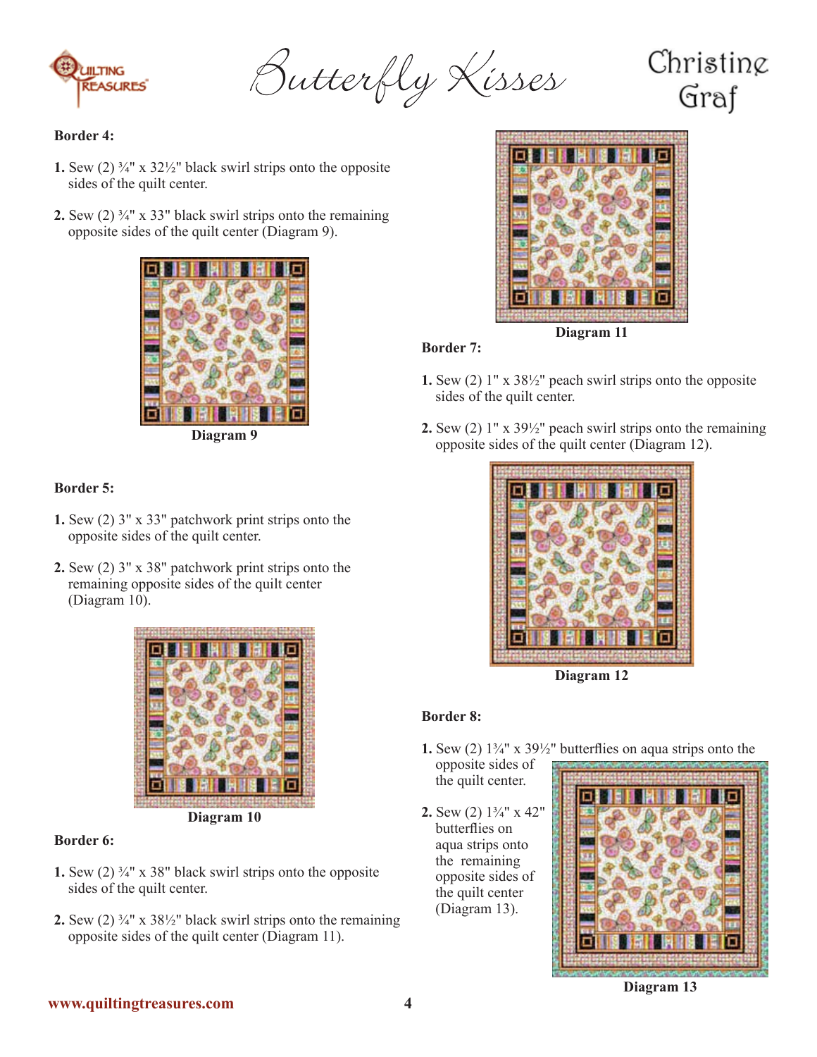## Border 4:

1. Sew (2) ¾" x 32½" black swirl strips onto the opposite sides of the quilt center.
2. Sew (2) ¾" x 33" black swirl strips onto the remaining opposite sides of the quilt center (Diagram 9).

Diagram 9

## Border 5:

1. Sew (2) 3" x 33" patchwork print strips onto the opposite sides of the quilt center.
2. Sew (2) 3" x 38" patchwork print strips onto the remaining opposite sides of the quilt center (Diagram 10).

Diagram 10

## Border 6:

1. Sew (2) ¾" x 38" black swirl strips onto the opposite sides of the quilt center.
2. Sew (2) ¾" x 38½" black swirl strips onto the remaining opposite sides of the quilt center (Diagram 11).

Diagram 11

## Border 7:

1. Sew (2) 1" x 38½" peach swirl strips onto the opposite sides of the quilt center.
2. Sew (2) 1" x 39½" peach swirl strips onto the remaining opposite sides of the quilt center (Diagram 12).

Diagram 12

## Border 8:

1. Sew (2) 1¾" x 39½" butterflies on aqua strips onto the opposite sides of the quilt center.
2. Sew (2) 1¾" x 42" butterflies on aqua strips onto the remaining opposite sides of the quilt center (Diagram 13).

Diagram 13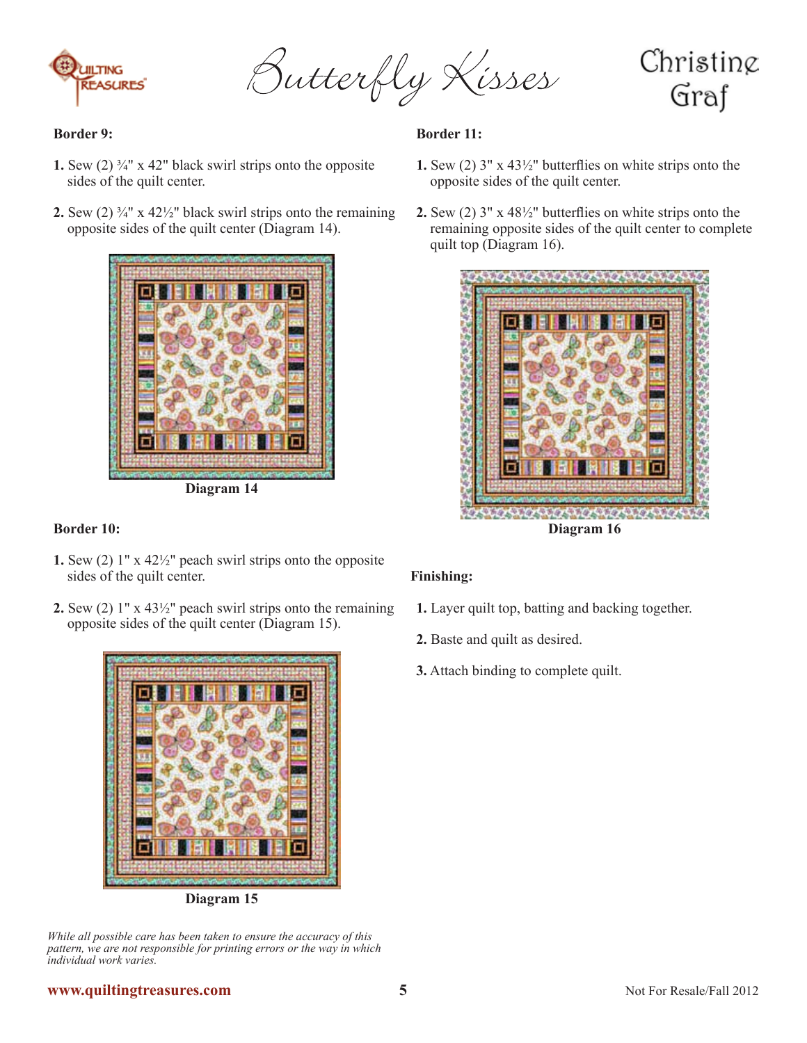## Border 9:

1. Sew (2) ¾" x 42" black swirl strips onto the opposite sides of the quilt center.
2. Sew (2) ¾" x 42½" black swirl strips onto the remaining opposite sides of the quilt center (Diagram 14).

Diagram 14

## Border 10:

1. Sew (2) 1" x 42½" peach swirl strips onto the opposite sides of the quilt center.
2. Sew (2) 1" x 43½" peach swirl strips onto the remaining opposite sides of the quilt center (Diagram 15).

Diagram 15

*While all possible care has been taken to ensure the accuracy of this pattern, we are not responsible for printing errors or the way in which individual work varies.*

## Border 11:

1. Sew (2) 3" x 43½" butterflies on white strips onto the opposite sides of the quilt center.
2. Sew (2) 3" x 48½" butterflies on white strips onto the remaining opposite sides of the quilt center to complete quilt top (Diagram 16).

Diagram 16

## Finishing:

1. Layer quilt top, batting and backing together.
2. Baste and quilt as desired.
3. Attach binding to complete quilt.